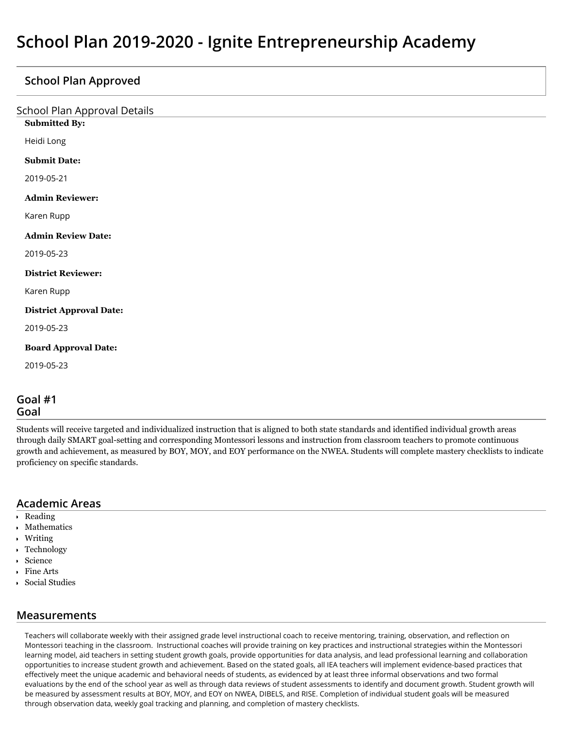# School Plan 2019-2020 - Ignite Entrepreneurship Academy

## School Plan Approved

### School Plan Approval Details

**Submitted By:**

Heidi Long

**Submit Date:**

2019-05-21

**Admin Reviewer:**

Karen Rupp

**Admin Review Date:**

2019-05-23

**District Reviewer:**

Karen Rupp

**District Approval Date:**

2019-05-23

**Board Approval Date:**

2019-05-23

## Goal #1
## Goal

Students will receive targeted and individualized instruction that is aligned to both state standards and identified individual growth areas through daily SMART goal-setting and corresponding Montessori lessons and instruction from classroom teachers to promote continuous growth and achievement, as measured by BOY, MOY, and EOY performance on the NWEA. Students will complete mastery checklists to indicate proficiency on specific standards.

## Academic Areas

- Reading
- Mathematics
- Writing
- Technology
- Science
- Fine Arts
- Social Studies

## Measurements

Teachers will collaborate weekly with their assigned grade level instructional coach to receive mentoring, training, observation, and reflection on Montessori teaching in the classroom. Instructional coaches will provide training on key practices and instructional strategies within the Montessori learning model, aid teachers in setting student growth goals, provide opportunities for data analysis, and lead professional learning and collaboration opportunities to increase student growth and achievement. Based on the stated goals, all IEA teachers will implement evidence-based practices that effectively meet the unique academic and behavioral needs of students, as evidenced by at least three informal observations and two formal evaluations by the end of the school year as well as through data reviews of student assessments to identify and document growth. Student growth will be measured by assessment results at BOY, MOY, and EOY on NWEA, DIBELS, and RISE. Completion of individual student goals will be measured through observation data, weekly goal tracking and planning, and completion of mastery checklists.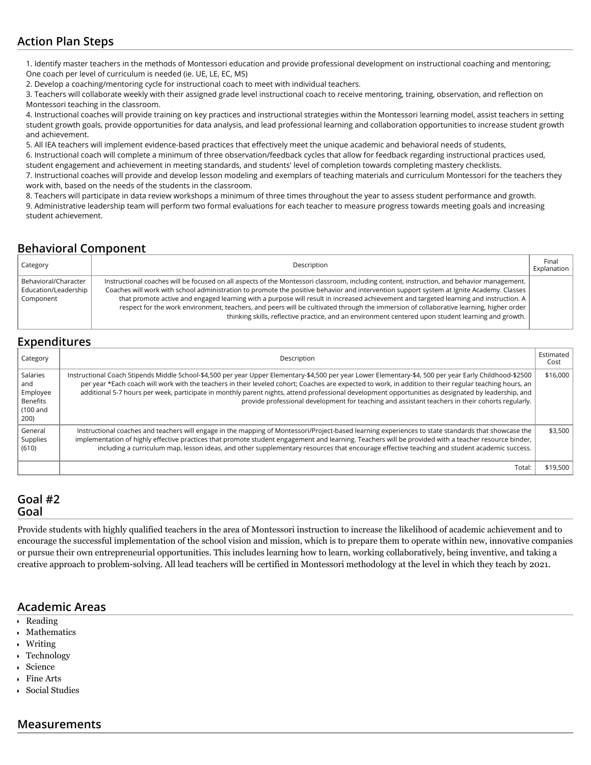## Action Plan Steps

1. Identify master teachers in the methods of Montessori education and provide professional development on instructional coaching and mentoring; One coach per level of curriculum is needed (ie. UE, LE, EC, MS)
2. Develop a coaching/mentoring cycle for instructional coach to meet with individual teachers.
3. Teachers will collaborate weekly with their assigned grade level instructional coach to receive mentoring, training, observation, and reflection on Montessori teaching in the classroom.
4. Instructional coaches will provide training on key practices and instructional strategies within the Montessori learning model, assist teachers in setting student growth goals, provide opportunities for data analysis, and lead professional learning and collaboration opportunities to increase student growth and achievement.
5. All IEA teachers will implement evidence-based practices that effectively meet the unique academic and behavioral needs of students,
6. Instructional coach will complete a minimum of three observation/feedback cycles that allow for feedback regarding instructional practices used, student engagement and achievement in meeting standards, and students' level of completion towards completing mastery checklists.
7. Instructional coaches will provide and develop lesson modeling and exemplars of teaching materials and curriculum Montessori for the teachers they work with, based on the needs of the students in the classroom.
8. Teachers will participate in data review workshops a minimum of three times throughout the year to assess student performance and growth.
9. Administrative leadership team will perform two formal evaluations for each teacher to measure progress towards meeting goals and increasing student achievement.

## Behavioral Component

| Category | Description | Final Explanation |
|---|---|---|
| Behavioral/Character Education/Leadership Component | Instructional coaches will be focused on all aspects of the Montessori classroom, including content, instruction, and behavior management. Coaches will work with school administration to promote the positive behavior and intervention support system at Ignite Academy. Classes that promote active and engaged learning with a purpose will result in increased achievement and targeted learning and instruction. A respect for the work environment, teachers, and peers will be cultivated through the immersion of collaborative learning, higher order thinking skills, reflective practice, and an environment centered upon student learning and growth. | |

## Expenditures

| Category | Description | Estimated Cost |
|---|---|---|
| Salaries and Employee Benefits (100 and 200) | Instructional Coach Stipends Middle School-$4,500 per year Upper Elementary-$4,500 per year Lower Elementary-$4, 500 per year Early Childhood-$2500 per year *Each coach will work with the teachers in their leveled cohort; Coaches are expected to work, in addition to their regular teaching hours, an additional 5-7 hours per week, participate in monthly parent nights, attend professional development opportunities as designated by leadership, and provide professional development for teaching and assistant teachers in their cohorts regularly. | $16,000 |
| General Supplies (610) | Instructional coaches and teachers will engage in the mapping of Montessori/Project-based learning experiences to state standards that showcase the implementation of highly effective practices that promote student engagement and learning. Teachers will be provided with a teacher resource binder, including a curriculum map, lesson ideas, and other supplementary resources that encourage effective teaching and student academic success. | $3,500 |
| | Total: | $19,500 |

## Goal #2
## Goal

Provide students with highly qualified teachers in the area of Montessori instruction to increase the likelihood of academic achievement and to encourage the successful implementation of the school vision and mission, which is to prepare them to operate within new, innovative companies or pursue their own entrepreneurial opportunities. This includes learning how to learn, working collaboratively, being inventive, and taking a creative approach to problem-solving. All lead teachers will be certified in Montessori methodology at the level in which they teach by 2021.

## Academic Areas

- Reading
- Mathematics
- Writing
- Technology
- Science
- Fine Arts
- Social Studies

## Measurements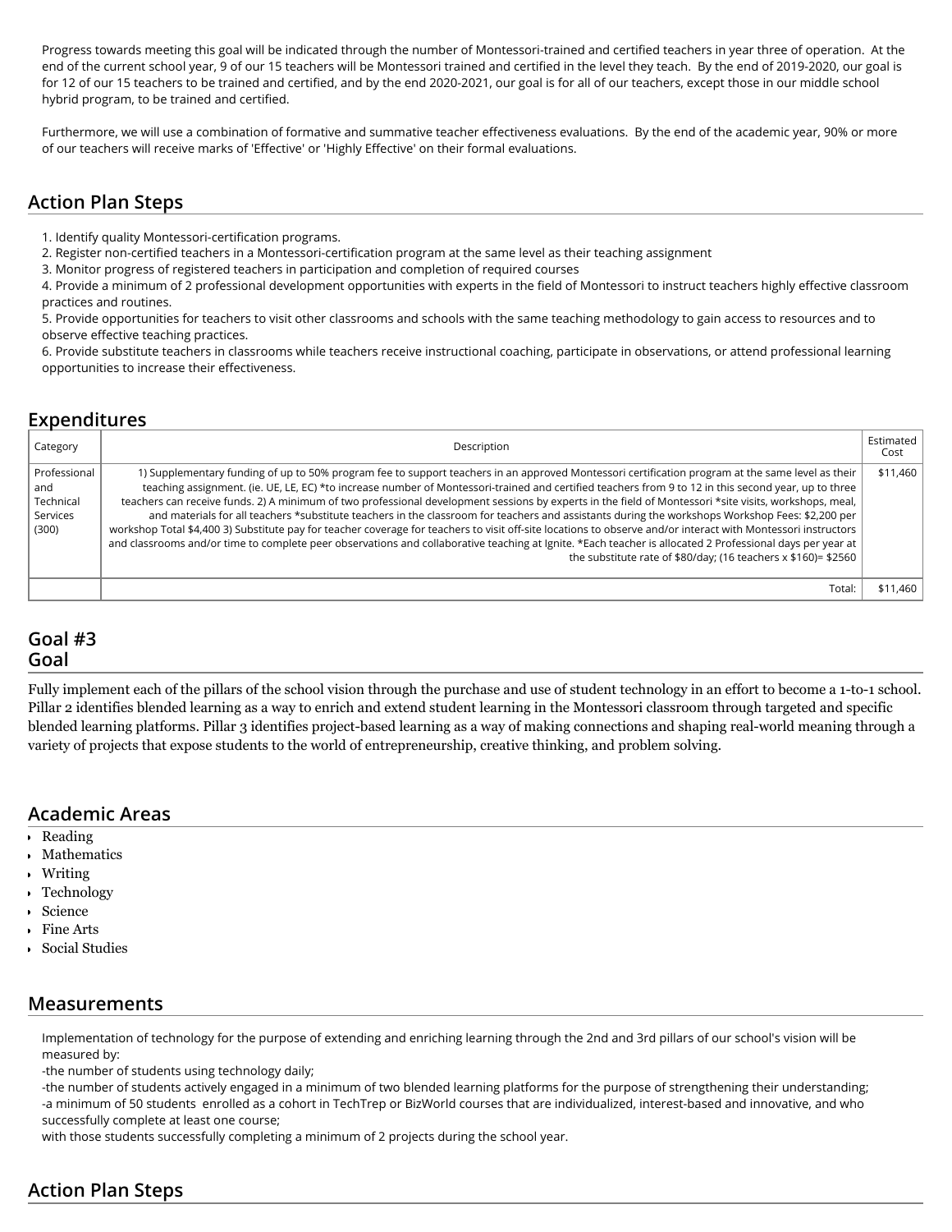Progress towards meeting this goal will be indicated through the number of Montessori-trained and certified teachers in year three of operation. At the end of the current school year, 9 of our 15 teachers will be Montessori trained and certified in the level they teach. By the end of 2019-2020, our goal is for 12 of our 15 teachers to be trained and certified, and by the end 2020-2021, our goal is for all of our teachers, except those in our middle school hybrid program, to be trained and certified.

Furthermore, we will use a combination of formative and summative teacher effectiveness evaluations. By the end of the academic year, 90% or more of our teachers will receive marks of 'Effective' or 'Highly Effective' on their formal evaluations.

## Action Plan Steps

1. Identify quality Montessori-certification programs.
2. Register non-certified teachers in a Montessori-certification program at the same level as their teaching assignment
3. Monitor progress of registered teachers in participation and completion of required courses
4. Provide a minimum of 2 professional development opportunities with experts in the field of Montessori to instruct teachers highly effective classroom practices and routines.
5. Provide opportunities for teachers to visit other classrooms and schools with the same teaching methodology to gain access to resources and to observe effective teaching practices.
6. Provide substitute teachers in classrooms while teachers receive instructional coaching, participate in observations, or attend professional learning opportunities to increase their effectiveness.

## Expenditures

| Category | Description | Estimated Cost |
|---|---|---|
| Professional and Technical Services (300) | 1) Supplementary funding of up to 50% program fee to support teachers in an approved Montessori certification program at the same level as their teaching assignment. (ie. UE, LE, EC) *to increase number of Montessori-trained and certified teachers from 9 to 12 in this second year, up to three teachers can receive funds. 2) A minimum of two professional development sessions by experts in the field of Montessori *site visits, workshops, meal, and materials for all teachers *substitute teachers in the classroom for teachers and assistants during the workshops Workshop Fees: $2,200 per workshop Total $4,400 3) Substitute pay for teacher coverage for teachers to visit off-site locations to observe and/or interact with Montessori instructors and classrooms and/or time to complete peer observations and collaborative teaching at Ignite. *Each teacher is allocated 2 Professional days per year at the substitute rate of $80/day; (16 teachers x $160)= $2560 | $11,460 |
| | Total: | $11,460 |

## Goal #3
## Goal

Fully implement each of the pillars of the school vision through the purchase and use of student technology in an effort to become a 1-to-1 school. Pillar 2 identifies blended learning as a way to enrich and extend student learning in the Montessori classroom through targeted and specific blended learning platforms. Pillar 3 identifies project-based learning as a way of making connections and shaping real-world meaning through a variety of projects that expose students to the world of entrepreneurship, creative thinking, and problem solving.

## Academic Areas

- Reading
- Mathematics
- Writing
- Technology
- Science
- Fine Arts
- Social Studies

## Measurements

Implementation of technology for the purpose of extending and enriching learning through the 2nd and 3rd pillars of our school's vision will be measured by:
-the number of students using technology daily;
-the number of students actively engaged in a minimum of two blended learning platforms for the purpose of strengthening their understanding;
-a minimum of 50 students enrolled as a cohort in TechTrep or BizWorld courses that are individualized, interest-based and innovative, and who successfully complete at least one course;
with those students successfully completing a minimum of 2 projects during the school year.

## Action Plan Steps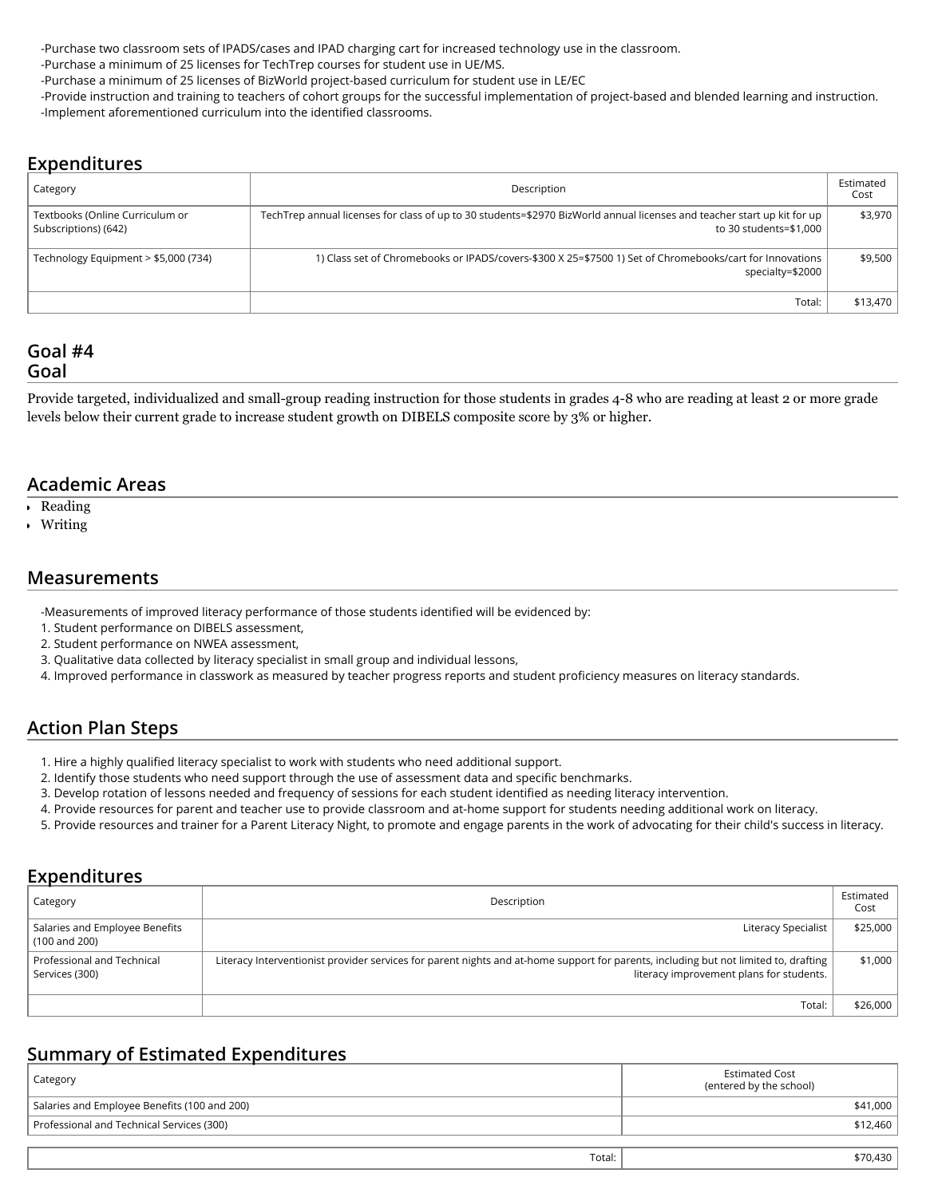-Purchase two classroom sets of IPADS/cases and IPAD charging cart for increased technology use in the classroom.
-Purchase a minimum of 25 licenses for TechTrep courses for student use in UE/MS.
-Purchase a minimum of 25 licenses of BizWorld project-based curriculum for student use in LE/EC
-Provide instruction and training to teachers of cohort groups for the successful implementation of project-based and blended learning and instruction.
-Implement aforementioned curriculum into the identified classrooms.

## Expenditures

| Category | Description | Estimated Cost |
|---|---|---|
| Textbooks (Online Curriculum or Subscriptions) (642) | TechTrep annual licenses for class of up to 30 students=$2970 BizWorld annual licenses and teacher start up kit for up to 30 students=$1,000 | $3,970 |
| Technology Equipment > $5,000 (734) | 1) Class set of Chromebooks or IPADS/covers-$300 X 25=$7500 1) Set of Chromebooks/cart for Innovations specialty=$2000 | $9,500 |
| | Total: | $13,470 |

## Goal #4
## Goal

Provide targeted, individualized and small-group reading instruction for those students in grades 4-8 who are reading at least 2 or more grade levels below their current grade to increase student growth on DIBELS composite score by 3% or higher.

## Academic Areas

- Reading
- Writing

## Measurements

-Measurements of improved literacy performance of those students identified will be evidenced by:
1. Student performance on DIBELS assessment,
2. Student performance on NWEA assessment,
3. Qualitative data collected by literacy specialist in small group and individual lessons,
4. Improved performance in classwork as measured by teacher progress reports and student proficiency measures on literacy standards.

## Action Plan Steps

1. Hire a highly qualified literacy specialist to work with students who need additional support.
2. Identify those students who need support through the use of assessment data and specific benchmarks.
3. Develop rotation of lessons needed and frequency of sessions for each student identified as needing literacy intervention.
4. Provide resources for parent and teacher use to provide classroom and at-home support for students needing additional work on literacy.
5. Provide resources and trainer for a Parent Literacy Night, to promote and engage parents in the work of advocating for their child's success in literacy.

## Expenditures

| Category | Description | Estimated Cost |
|---|---|---|
| Salaries and Employee Benefits (100 and 200) | Literacy Specialist | $25,000 |
| Professional and Technical Services (300) | Literacy Interventionist provider services for parent nights and at-home support for parents, including but not limited to, drafting literacy improvement plans for students. | $1,000 |
| | Total: | $26,000 |

## Summary of Estimated Expenditures

| Category | Estimated Cost (entered by the school) |
|---|---|
| Salaries and Employee Benefits (100 and 200) | $41,000 |
| Professional and Technical Services (300) | $12,460 |
| Total: | $70,430 |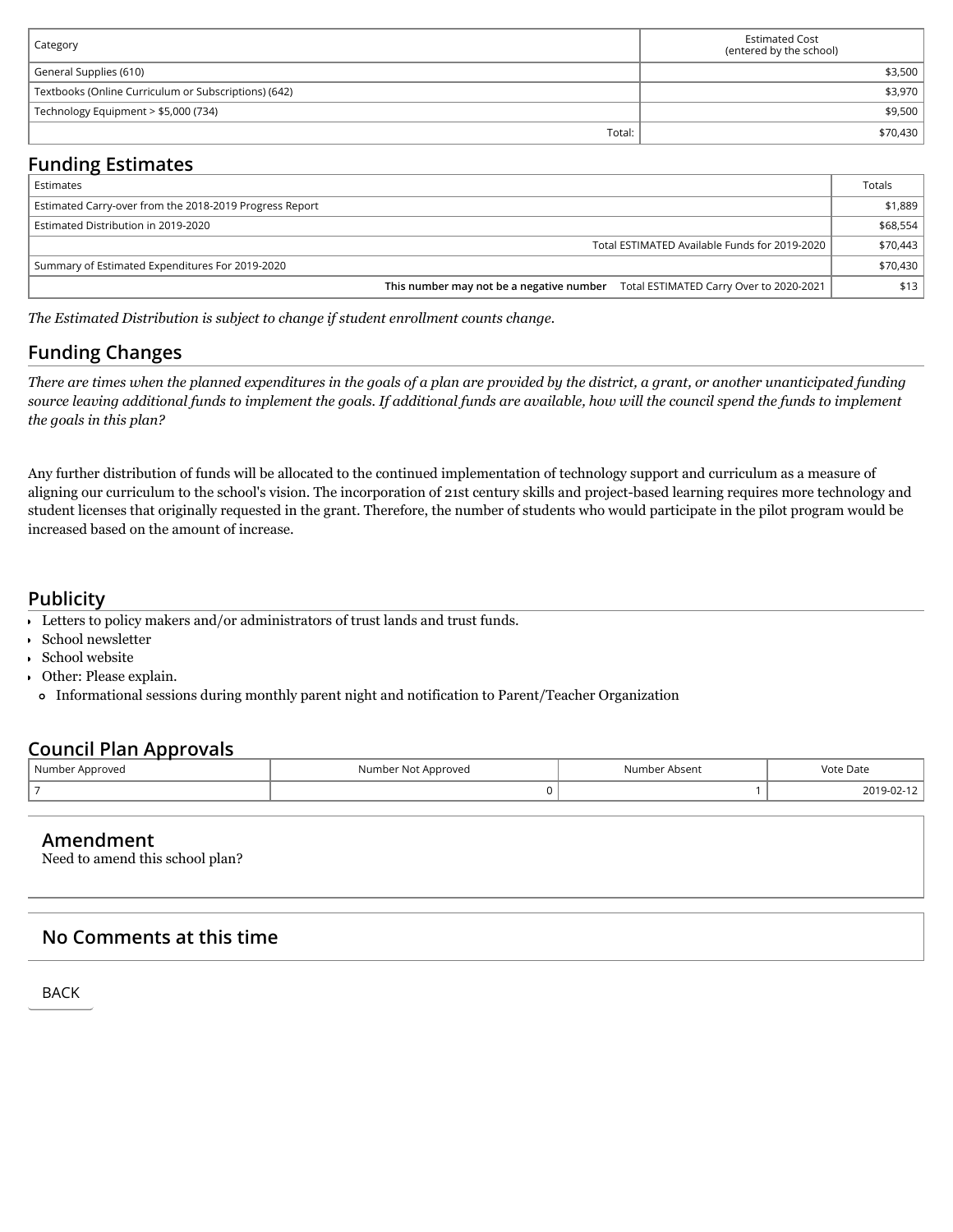| Category | Estimated Cost (entered by the school) |
| --- | --- |
| General Supplies (610) | $3,500 |
| Textbooks (Online Curriculum or Subscriptions) (642) | $3,970 |
| Technology Equipment > $5,000 (734) | $9,500 |
| Total: | $70,430 |

## Funding Estimates

| Estimates | Totals |
| --- | --- |
| Estimated Carry-over from the 2018-2019 Progress Report | $1,889 |
| Estimated Distribution in 2019-2020 | $68,554 |
| Total ESTIMATED Available Funds for 2019-2020 | $70,443 |
| Summary of Estimated Expenditures For 2019-2020 | $70,430 |
| **This number may not be a negative number** Total ESTIMATED Carry Over to 2020-2021 | $13 |

*The Estimated Distribution is subject to change if student enrollment counts change.*

## Funding Changes

*There are times when the planned expenditures in the goals of a plan are provided by the district, a grant, or another unanticipated funding source leaving additional funds to implement the goals. If additional funds are available, how will the council spend the funds to implement the goals in this plan?*

Any further distribution of funds will be allocated to the continued implementation of technology support and curriculum as a measure of aligning our curriculum to the school's vision. The incorporation of 21st century skills and project-based learning requires more technology and student licenses that originally requested in the grant. Therefore, the number of students who would participate in the pilot program would be increased based on the amount of increase.

## Publicity

- Letters to policy makers and/or administrators of trust lands and trust funds.
- School newsletter
- School website
- Other: Please explain.
  - Informational sessions during monthly parent night and notification to Parent/Teacher Organization

## Council Plan Approvals

| Number Approved | Number Not Approved | Number Absent | Vote Date |
| --- | --- | --- | --- |
| 7 | 0 | 1 | 2019-02-12 |

## Amendment

Need to amend this school plan?

## No Comments at this time

BACK